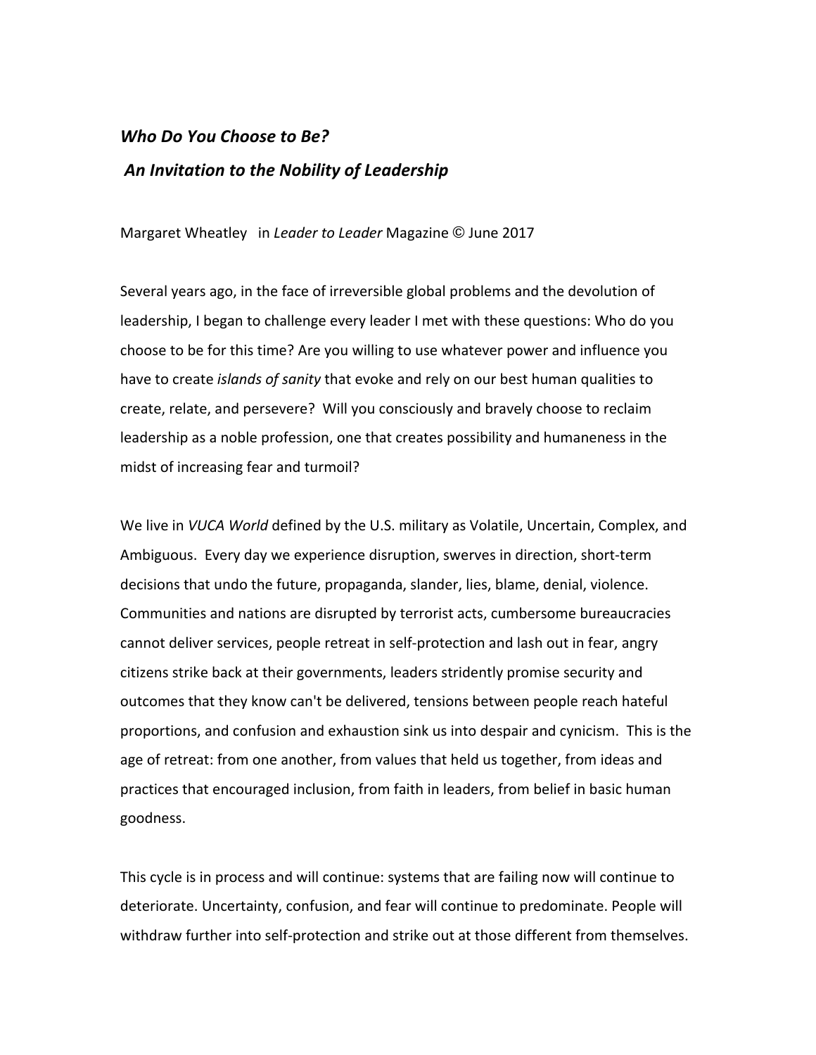# *Who Do You Choose to Be?*

## *An Invitation to the Nobility of Leadership*

Margaret Wheatley in *Leader to Leader* Magazine © June 2017

Several years ago, in the face of irreversible global problems and the devolution of leadership, I began to challenge every leader I met with these questions: Who do you choose to be for this time? Are you willing to use whatever power and influence you have to create *islands of sanity* that evoke and rely on our best human qualities to create, relate, and persevere? Will you consciously and bravely choose to reclaim leadership as a noble profession, one that creates possibility and humaneness in the midst of increasing fear and turmoil?

We live in *VUCA World* defined by the U.S. military as Volatile, Uncertain, Complex, and Ambiguous. Every day we experience disruption, swerves in direction, short-term decisions that undo the future, propaganda, slander, lies, blame, denial, violence. Communities and nations are disrupted by terrorist acts, cumbersome bureaucracies cannot deliver services, people retreat in self-protection and lash out in fear, angry citizens strike back at their governments, leaders stridently promise security and outcomes that they know can't be delivered, tensions between people reach hateful proportions, and confusion and exhaustion sink us into despair and cynicism. This is the age of retreat: from one another, from values that held us together, from ideas and practices that encouraged inclusion, from faith in leaders, from belief in basic human goodness.

This cycle is in process and will continue: systems that are failing now will continue to deteriorate. Uncertainty, confusion, and fear will continue to predominate. People will withdraw further into self-protection and strike out at those different from themselves.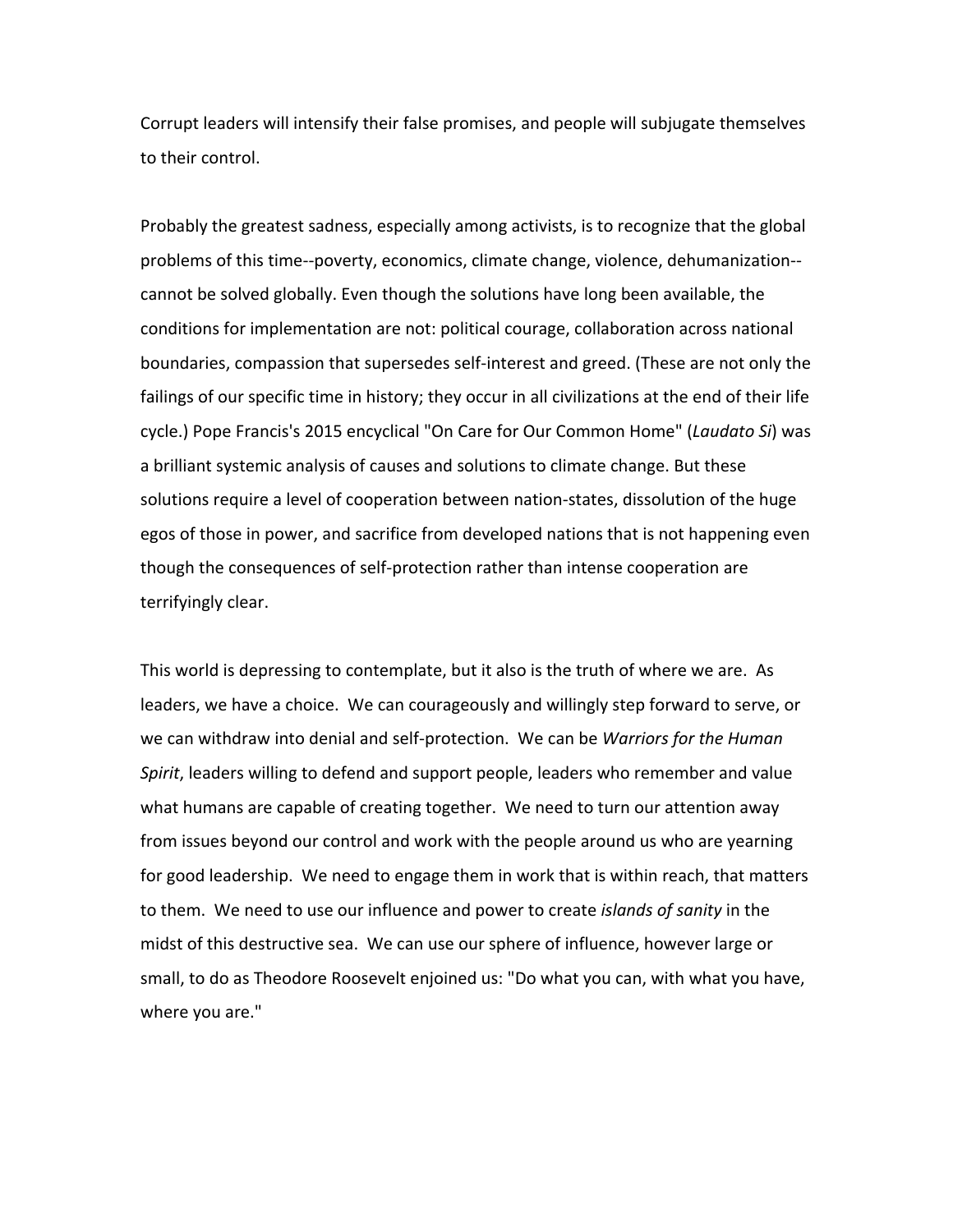Corrupt leaders will intensify their false promises, and people will subjugate themselves to their control.

Probably the greatest sadness, especially among activists, is to recognize that the global problems of this time--poverty, economics, climate change, violence, dehumanization--cannot be solved globally. Even though the solutions have long been available, the conditions for implementation are not: political courage, collaboration across national boundaries, compassion that supersedes self-interest and greed. (These are not only the failings of our specific time in history; they occur in all civilizations at the end of their life cycle.) Pope Francis's 2015 encyclical "On Care for Our Common Home" (*Laudato Si*) was a brilliant systemic analysis of causes and solutions to climate change. But these solutions require a level of cooperation between nation-states, dissolution of the huge egos of those in power, and sacrifice from developed nations that is not happening even though the consequences of self-protection rather than intense cooperation are terrifyingly clear.

This world is depressing to contemplate, but it also is the truth of where we are. As leaders, we have a choice. We can courageously and willingly step forward to serve, or we can withdraw into denial and self-protection. We can be *Warriors for the Human Spirit*, leaders willing to defend and support people, leaders who remember and value what humans are capable of creating together. We need to turn our attention away from issues beyond our control and work with the people around us who are yearning for good leadership. We need to engage them in work that is within reach, that matters to them. We need to use our influence and power to create *islands of sanity* in the midst of this destructive sea. We can use our sphere of influence, however large or small, to do as Theodore Roosevelt enjoined us: "Do what you can, with what you have, where you are."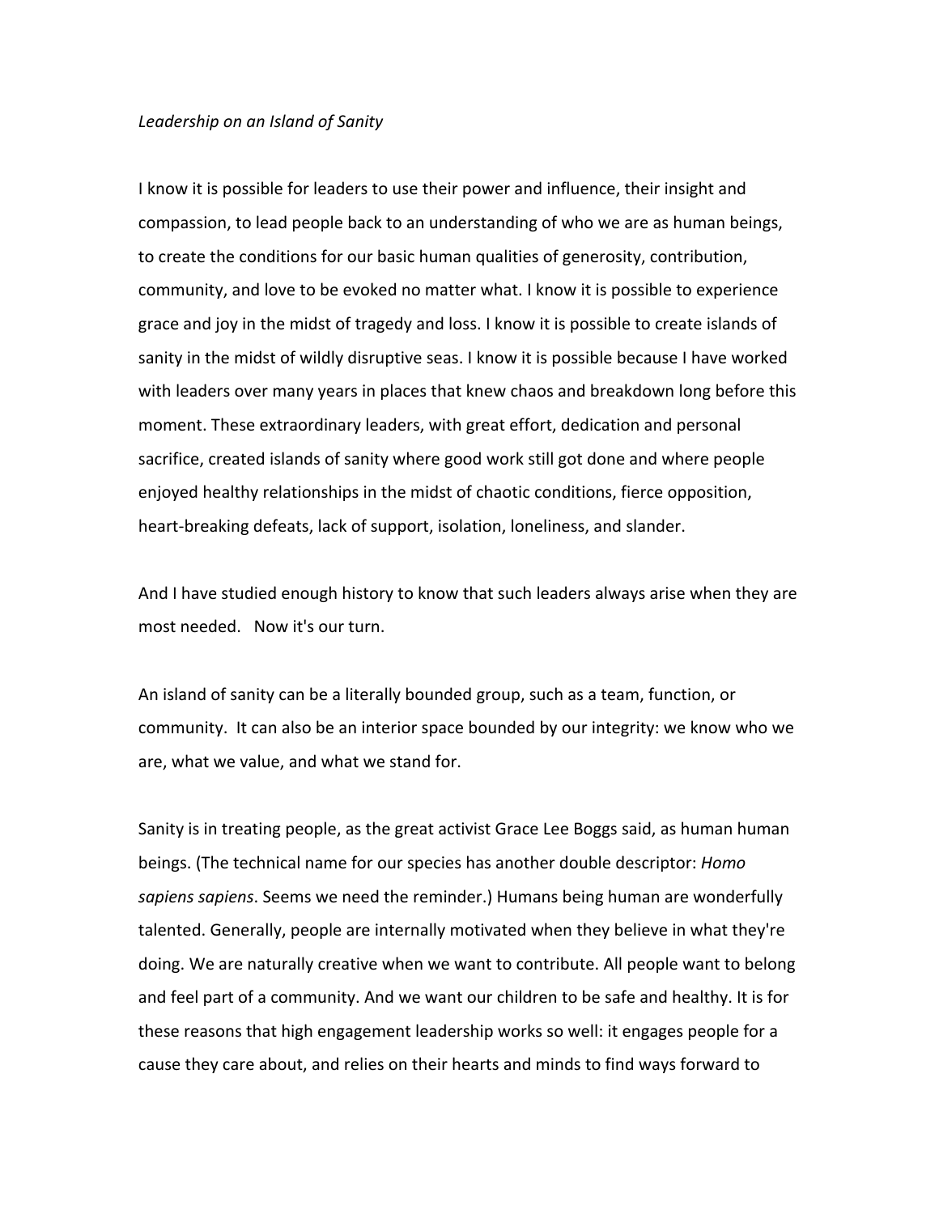*Leadership on an Island of Sanity*

I know it is possible for leaders to use their power and influence, their insight and compassion, to lead people back to an understanding of who we are as human beings, to create the conditions for our basic human qualities of generosity, contribution, community, and love to be evoked no matter what. I know it is possible to experience grace and joy in the midst of tragedy and loss. I know it is possible to create islands of sanity in the midst of wildly disruptive seas. I know it is possible because I have worked with leaders over many years in places that knew chaos and breakdown long before this moment. These extraordinary leaders, with great effort, dedication and personal sacrifice, created islands of sanity where good work still got done and where people enjoyed healthy relationships in the midst of chaotic conditions, fierce opposition, heart-breaking defeats, lack of support, isolation, loneliness, and slander.

And I have studied enough history to know that such leaders always arise when they are most needed. Now it's our turn.

An island of sanity can be a literally bounded group, such as a team, function, or community. It can also be an interior space bounded by our integrity: we know who we are, what we value, and what we stand for.

Sanity is in treating people, as the great activist Grace Lee Boggs said, as human human beings. (The technical name for our species has another double descriptor: *Homo sapiens sapiens*. Seems we need the reminder.) Humans being human are wonderfully talented. Generally, people are internally motivated when they believe in what they're doing. We are naturally creative when we want to contribute. All people want to belong and feel part of a community. And we want our children to be safe and healthy. It is for these reasons that high engagement leadership works so well: it engages people for a cause they care about, and relies on their hearts and minds to find ways forward to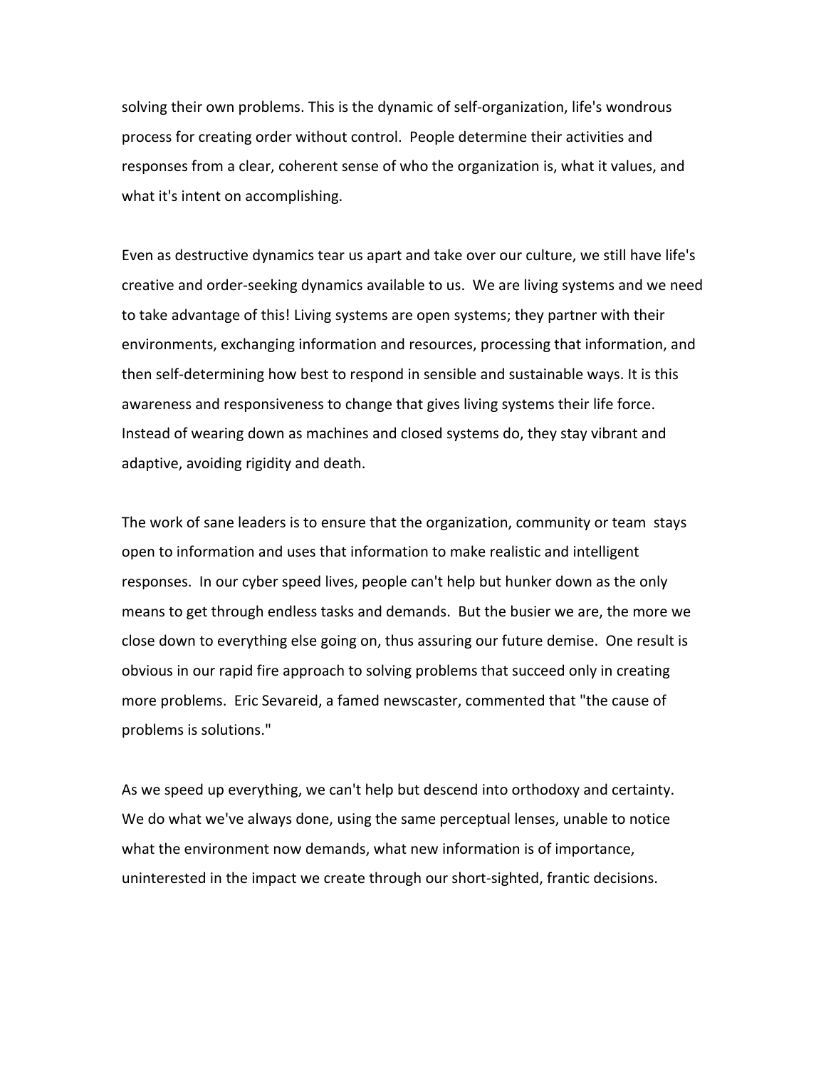solving their own problems. This is the dynamic of self-organization, life's wondrous process for creating order without control. People determine their activities and responses from a clear, coherent sense of who the organization is, what it values, and what it's intent on accomplishing.

Even as destructive dynamics tear us apart and take over our culture, we still have life's creative and order-seeking dynamics available to us. We are living systems and we need to take advantage of this! Living systems are open systems; they partner with their environments, exchanging information and resources, processing that information, and then self-determining how best to respond in sensible and sustainable ways. It is this awareness and responsiveness to change that gives living systems their life force. Instead of wearing down as machines and closed systems do, they stay vibrant and adaptive, avoiding rigidity and death.

The work of sane leaders is to ensure that the organization, community or team stays open to information and uses that information to make realistic and intelligent responses. In our cyber speed lives, people can't help but hunker down as the only means to get through endless tasks and demands. But the busier we are, the more we close down to everything else going on, thus assuring our future demise. One result is obvious in our rapid fire approach to solving problems that succeed only in creating more problems. Eric Sevareid, a famed newscaster, commented that "the cause of problems is solutions."

As we speed up everything, we can't help but descend into orthodoxy and certainty. We do what we've always done, using the same perceptual lenses, unable to notice what the environment now demands, what new information is of importance, uninterested in the impact we create through our short-sighted, frantic decisions.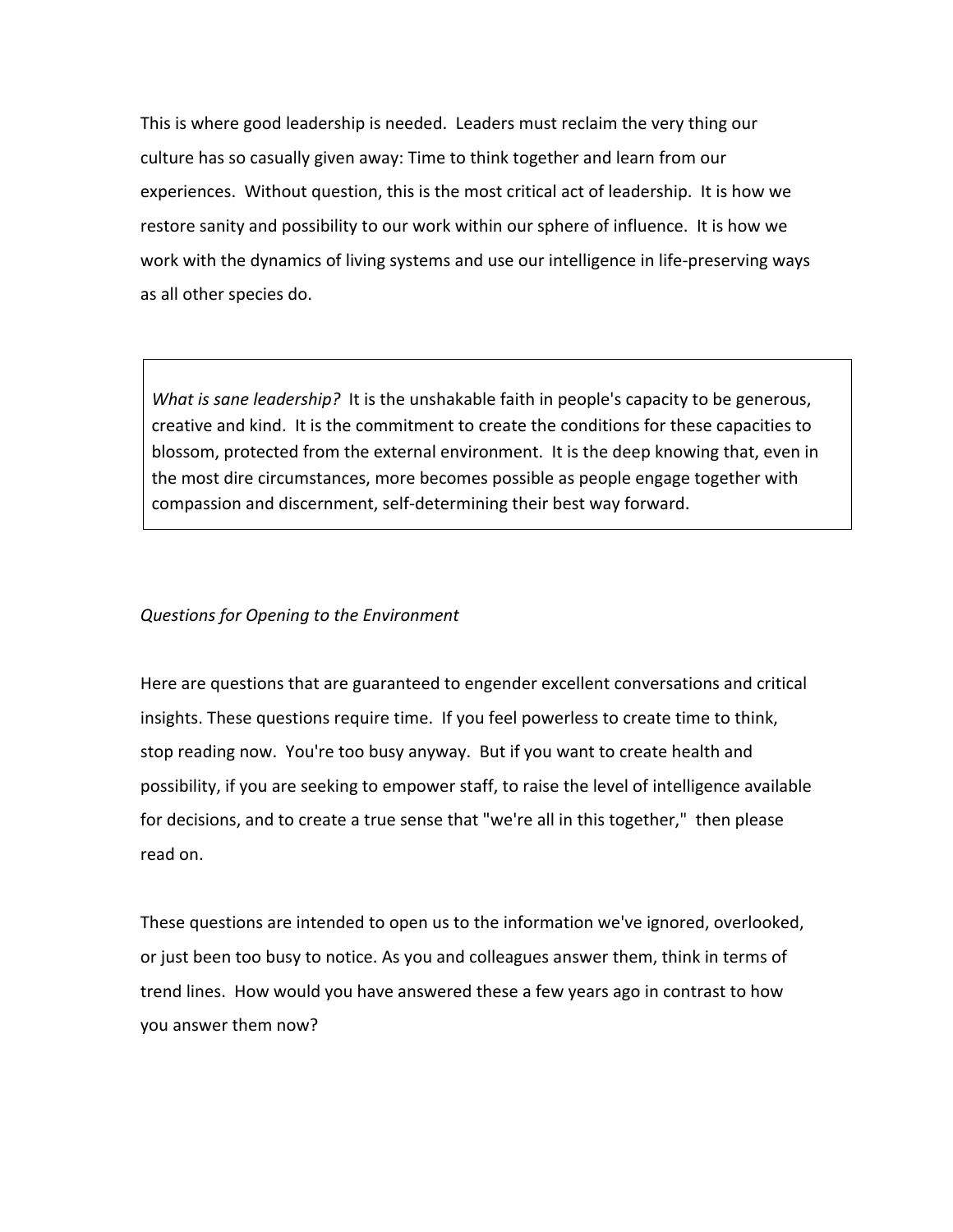This is where good leadership is needed. Leaders must reclaim the very thing our culture has so casually given away: Time to think together and learn from our experiences. Without question, this is the most critical act of leadership. It is how we restore sanity and possibility to our work within our sphere of influence. It is how we work with the dynamics of living systems and use our intelligence in life-preserving ways as all other species do.

> *What is sane leadership?* It is the unshakable faith in people's capacity to be generous, creative and kind. It is the commitment to create the conditions for these capacities to blossom, protected from the external environment. It is the deep knowing that, even in the most dire circumstances, more becomes possible as people engage together with compassion and discernment, self-determining their best way forward.

*Questions for Opening to the Environment*

Here are questions that are guaranteed to engender excellent conversations and critical insights. These questions require time. If you feel powerless to create time to think, stop reading now. You're too busy anyway. But if you want to create health and possibility, if you are seeking to empower staff, to raise the level of intelligence available for decisions, and to create a true sense that "we're all in this together," then please read on.

These questions are intended to open us to the information we've ignored, overlooked, or just been too busy to notice. As you and colleagues answer them, think in terms of trend lines. How would you have answered these a few years ago in contrast to how you answer them now?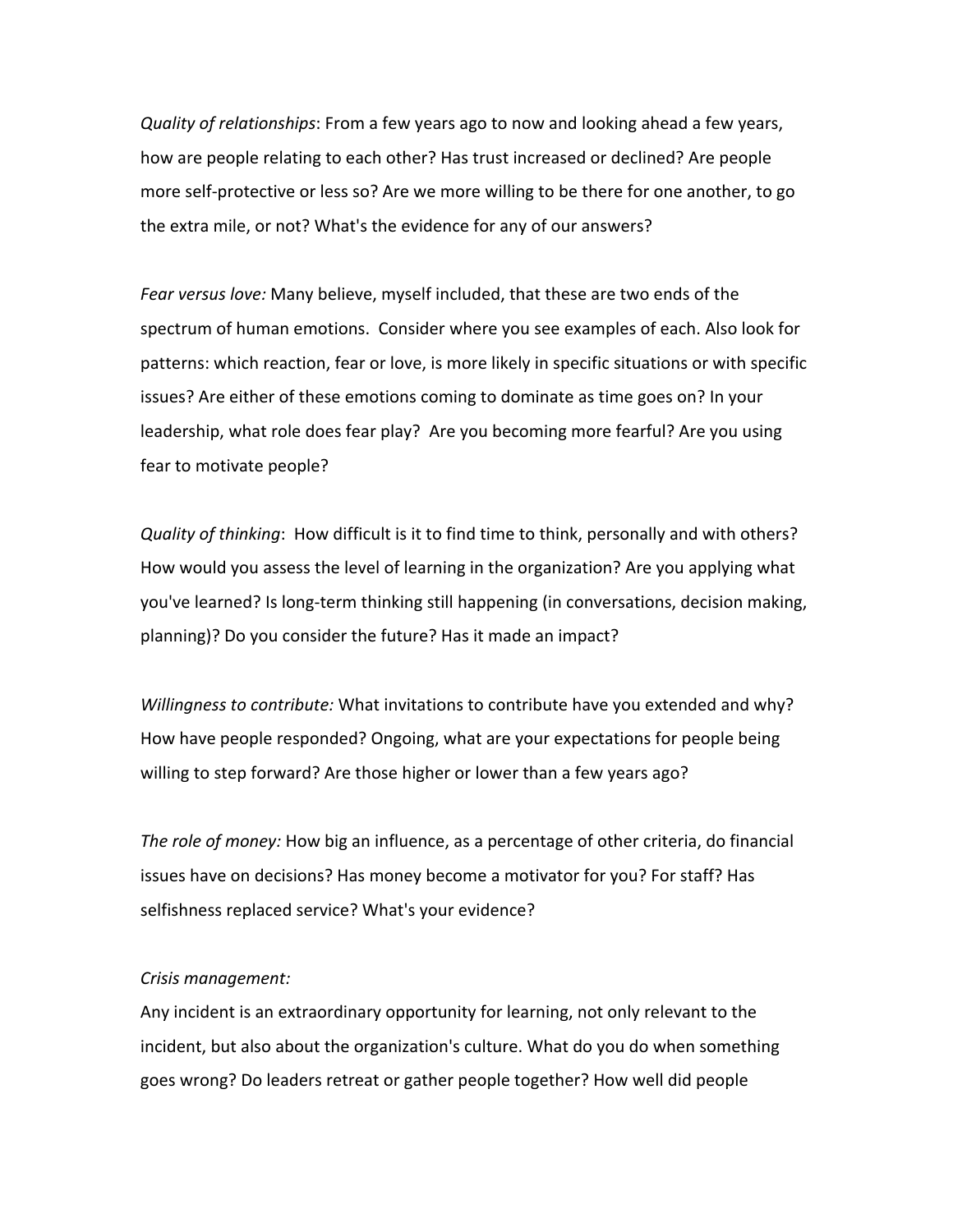*Quality of relationships*: From a few years ago to now and looking ahead a few years, how are people relating to each other? Has trust increased or declined? Are people more self-protective or less so? Are we more willing to be there for one another, to go the extra mile, or not? What's the evidence for any of our answers?

*Fear versus love:* Many believe, myself included, that these are two ends of the spectrum of human emotions. Consider where you see examples of each. Also look for patterns: which reaction, fear or love, is more likely in specific situations or with specific issues? Are either of these emotions coming to dominate as time goes on? In your leadership, what role does fear play? Are you becoming more fearful? Are you using fear to motivate people?

*Quality of thinking*: How difficult is it to find time to think, personally and with others? How would you assess the level of learning in the organization? Are you applying what you've learned? Is long-term thinking still happening (in conversations, decision making, planning)? Do you consider the future? Has it made an impact?

*Willingness to contribute:* What invitations to contribute have you extended and why? How have people responded? Ongoing, what are your expectations for people being willing to step forward? Are those higher or lower than a few years ago?

*The role of money:* How big an influence, as a percentage of other criteria, do financial issues have on decisions? Has money become a motivator for you? For staff? Has selfishness replaced service? What's your evidence?

*Crisis management:*

Any incident is an extraordinary opportunity for learning, not only relevant to the incident, but also about the organization's culture. What do you do when something goes wrong? Do leaders retreat or gather people together? How well did people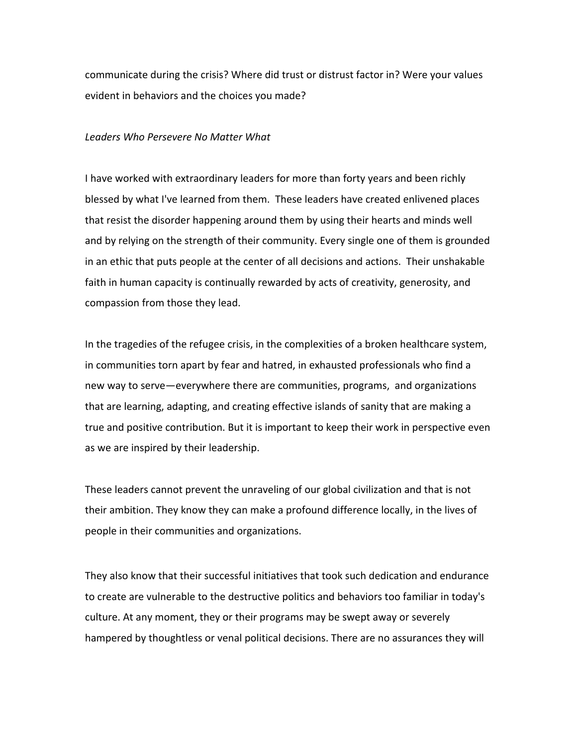communicate during the crisis? Where did trust or distrust factor in? Were your values evident in behaviors and the choices you made?

*Leaders Who Persevere No Matter What*

I have worked with extraordinary leaders for more than forty years and been richly blessed by what I've learned from them. These leaders have created enlivened places that resist the disorder happening around them by using their hearts and minds well and by relying on the strength of their community. Every single one of them is grounded in an ethic that puts people at the center of all decisions and actions. Their unshakable faith in human capacity is continually rewarded by acts of creativity, generosity, and compassion from those they lead.

In the tragedies of the refugee crisis, in the complexities of a broken healthcare system, in communities torn apart by fear and hatred, in exhausted professionals who find a new way to serve—everywhere there are communities, programs, and organizations that are learning, adapting, and creating effective islands of sanity that are making a true and positive contribution. But it is important to keep their work in perspective even as we are inspired by their leadership.

These leaders cannot prevent the unraveling of our global civilization and that is not their ambition. They know they can make a profound difference locally, in the lives of people in their communities and organizations.

They also know that their successful initiatives that took such dedication and endurance to create are vulnerable to the destructive politics and behaviors too familiar in today's culture. At any moment, they or their programs may be swept away or severely hampered by thoughtless or venal political decisions. There are no assurances they will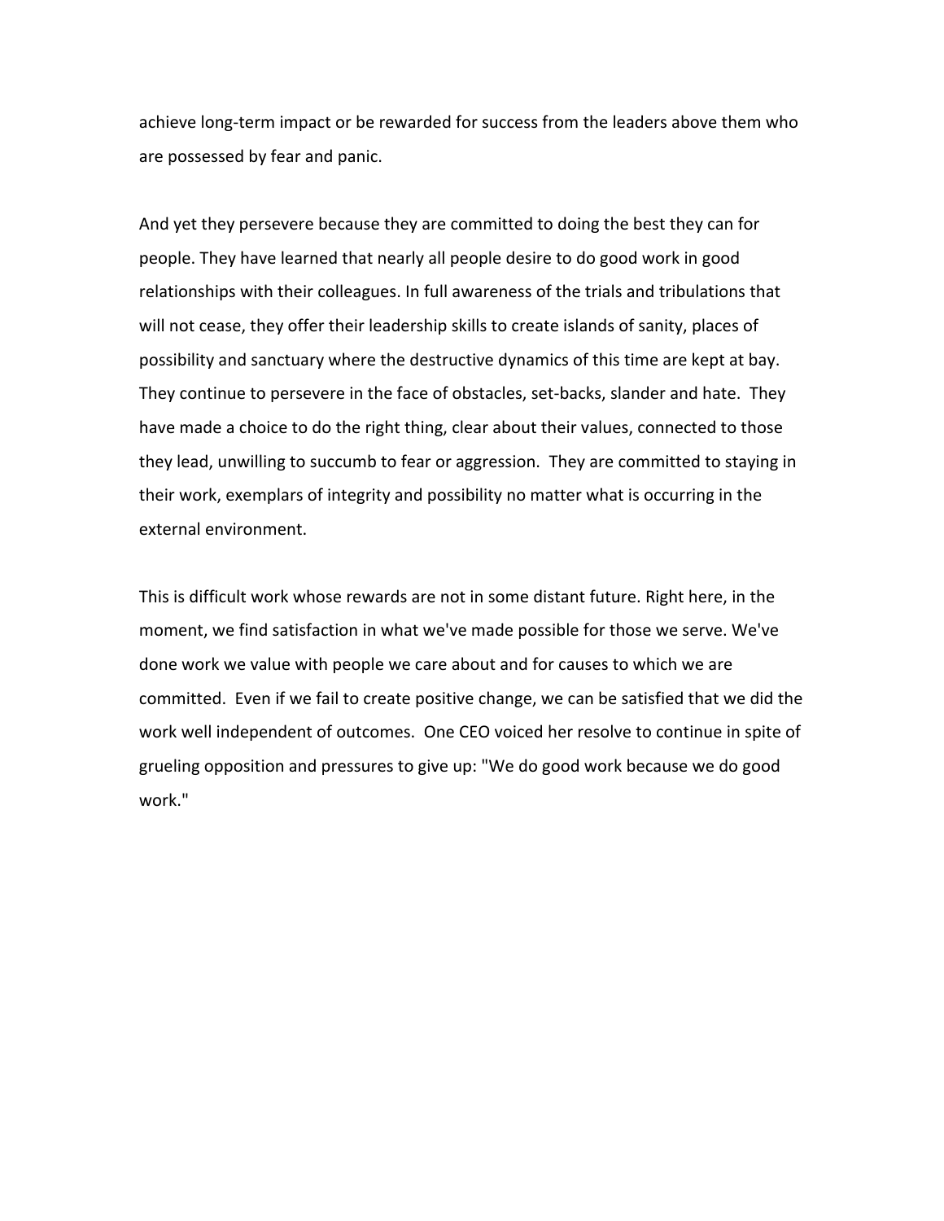achieve long-term impact or be rewarded for success from the leaders above them who are possessed by fear and panic.

And yet they persevere because they are committed to doing the best they can for people. They have learned that nearly all people desire to do good work in good relationships with their colleagues. In full awareness of the trials and tribulations that will not cease, they offer their leadership skills to create islands of sanity, places of possibility and sanctuary where the destructive dynamics of this time are kept at bay. They continue to persevere in the face of obstacles, set-backs, slander and hate. They have made a choice to do the right thing, clear about their values, connected to those they lead, unwilling to succumb to fear or aggression. They are committed to staying in their work, exemplars of integrity and possibility no matter what is occurring in the external environment.

This is difficult work whose rewards are not in some distant future. Right here, in the moment, we find satisfaction in what we've made possible for those we serve. We've done work we value with people we care about and for causes to which we are committed. Even if we fail to create positive change, we can be satisfied that we did the work well independent of outcomes. One CEO voiced her resolve to continue in spite of grueling opposition and pressures to give up: "We do good work because we do good work."